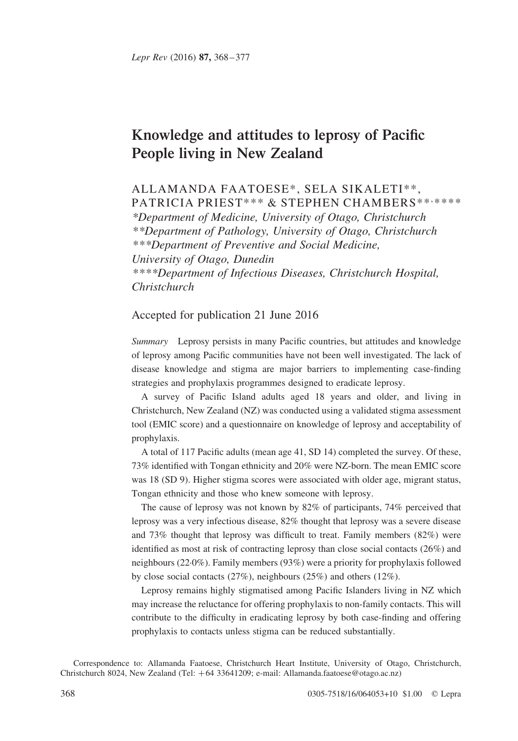# Knowledge and attitudes to leprosy of Pacific People living in New Zealand

ALLAMANDA FAATOESE*, SELA SIKALETI**, PATRICIA PRIEST*** & STEPHEN CHAMBERS**,****

*\*Department of Medicine, University of Otago, Christchurch*
*\*\*Department of Pathology, University of Otago, Christchurch*
*\*\*\*Department of Preventive and Social Medicine, University of Otago, Dunedin*
*\*\*\*\*Department of Infectious Diseases, Christchurch Hospital, Christchurch*

Accepted for publication 21 June 2016

*Summary* Leprosy persists in many Pacific countries, but attitudes and knowledge of leprosy among Pacific communities have not been well investigated. The lack of disease knowledge and stigma are major barriers to implementing case-finding strategies and prophylaxis programmes designed to eradicate leprosy.

A survey of Pacific Island adults aged 18 years and older, and living in Christchurch, New Zealand (NZ) was conducted using a validated stigma assessment tool (EMIC score) and a questionnaire on knowledge of leprosy and acceptability of prophylaxis.

A total of 117 Pacific adults (mean age 41, SD 14) completed the survey. Of these, 73% identified with Tongan ethnicity and 20% were NZ-born. The mean EMIC score was 18 (SD 9). Higher stigma scores were associated with older age, migrant status, Tongan ethnicity and those who knew someone with leprosy.

The cause of leprosy was not known by 82% of participants, 74% perceived that leprosy was a very infectious disease, 82% thought that leprosy was a severe disease and 73% thought that leprosy was difficult to treat. Family members (82%) were identified as most at risk of contracting leprosy than close social contacts (26%) and neighbours (22·0%). Family members (93%) were a priority for prophylaxis followed by close social contacts (27%), neighbours (25%) and others (12%).

Leprosy remains highly stigmatised among Pacific Islanders living in NZ which may increase the reluctance for offering prophylaxis to non-family contacts. This will contribute to the difficulty in eradicating leprosy by both case-finding and offering prophylaxis to contacts unless stigma can be reduced substantially.

Correspondence to: Allamanda Faatoese, Christchurch Heart Institute, University of Otago, Christchurch, Christchurch 8024, New Zealand (Tel: +64 33641209; e-mail: Allamanda.faatoese@otago.ac.nz)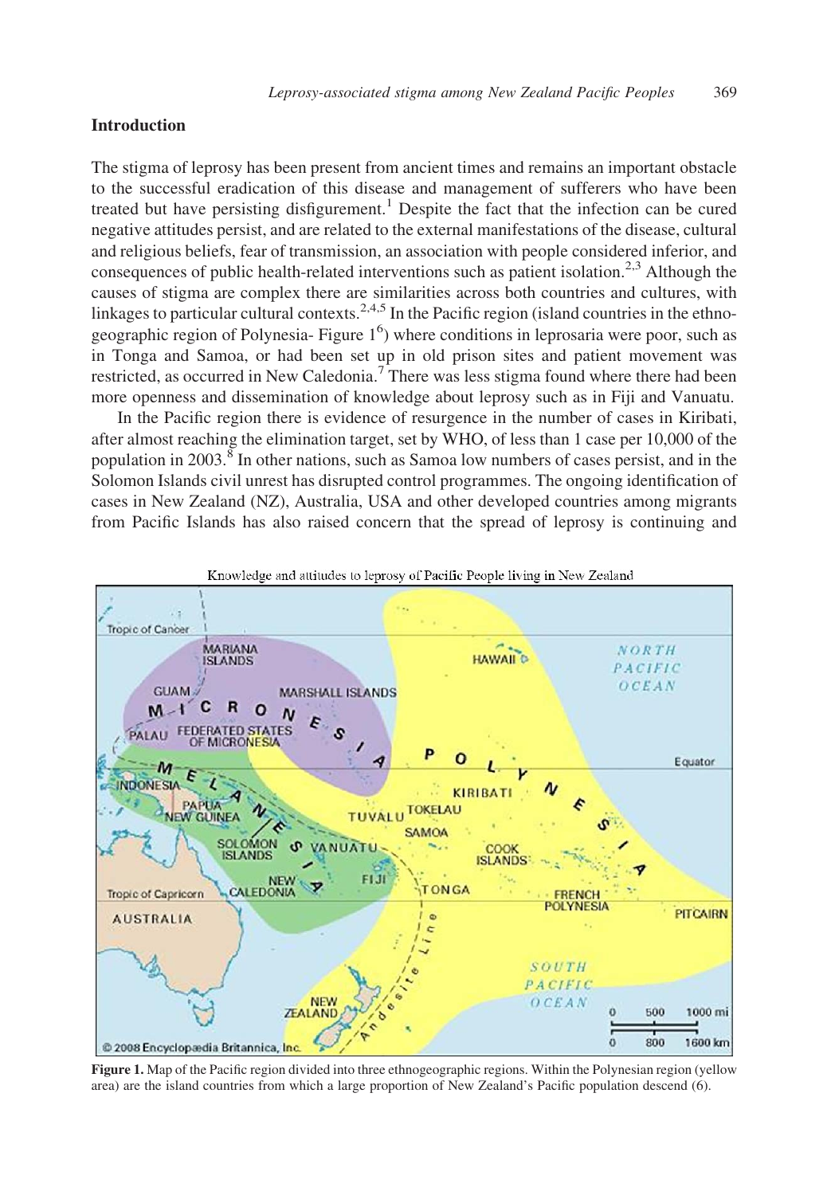## Introduction

The stigma of leprosy has been present from ancient times and remains an important obstacle to the successful eradication of this disease and management of sufferers who have been treated but have persisting disfigurement.[1] Despite the fact that the infection can be cured negative attitudes persist, and are related to the external manifestations of the disease, cultural and religious beliefs, fear of transmission, an association with people considered inferior, and consequences of public health-related interventions such as patient isolation.[2,3] Although the causes of stigma are complex there are similarities across both countries and cultures, with linkages to particular cultural contexts.[2,4,5] In the Pacific region (island countries in the ethno-geographic region of Polynesia- Figure 1[6]) where conditions in leprosaria were poor, such as in Tonga and Samoa, or had been set up in old prison sites and patient movement was restricted, as occurred in New Caledonia.[7] There was less stigma found where there had been more openness and dissemination of knowledge about leprosy such as in Fiji and Vanuatu.

In the Pacific region there is evidence of resurgence in the number of cases in Kiribati, after almost reaching the elimination target, set by WHO, of less than 1 case per 10,000 of the population in 2003.[8] In other nations, such as Samoa low numbers of cases persist, and in the Solomon Islands civil unrest has disrupted control programmes. The ongoing identification of cases in New Zealand (NZ), Australia, USA and other developed countries among migrants from Pacific Islands has also raised concern that the spread of leprosy is continuing and

Knowledge and attitudes to leprosy of Pacific People living in New Zealand

**Figure 1.** Map of the Pacific region divided into three ethnogeographic regions. Within the Polynesian region (yellow area) are the island countries from which a large proportion of New Zealand's Pacific population descend (6).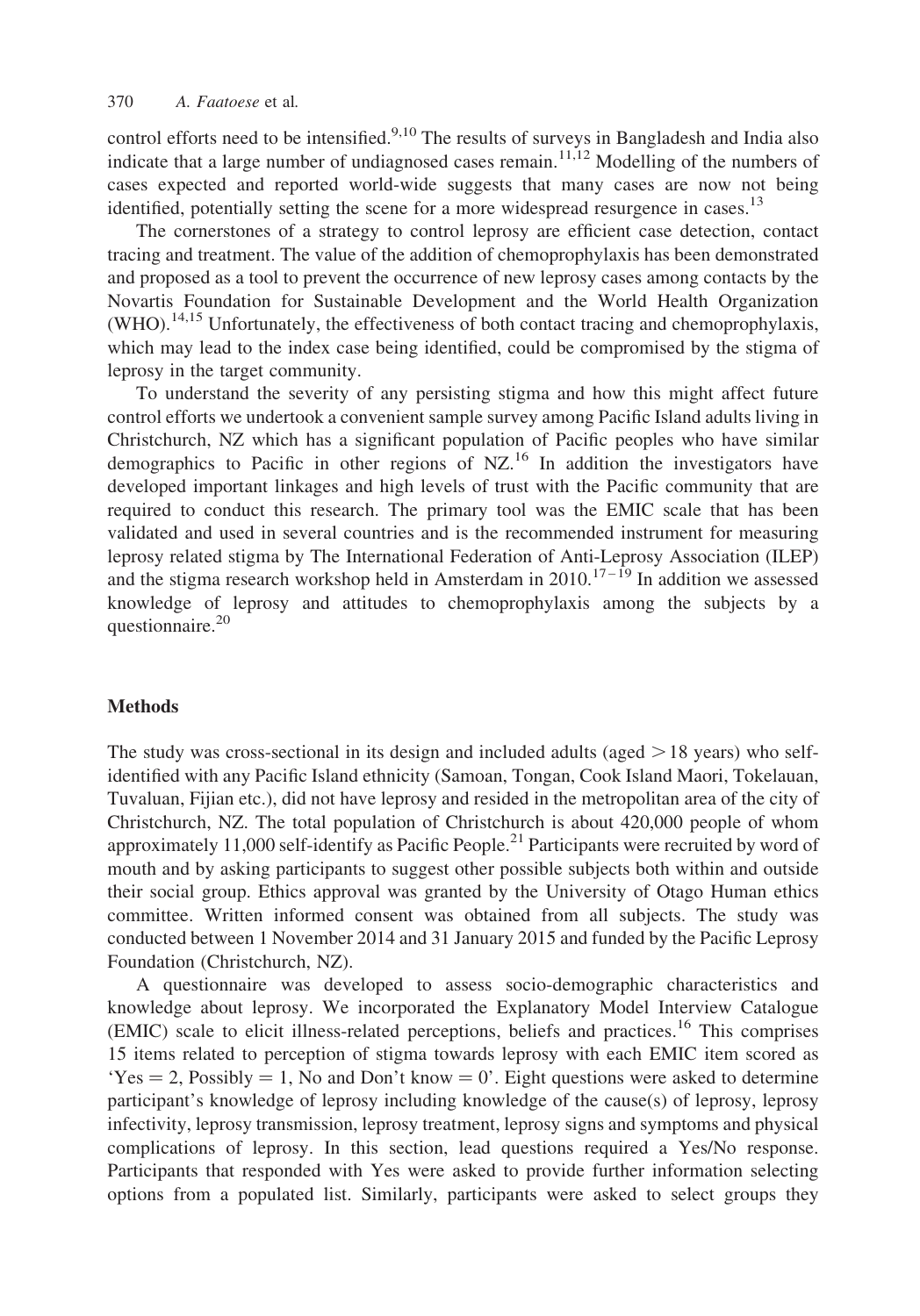control efforts need to be intensified.[9,10] The results of surveys in Bangladesh and India also indicate that a large number of undiagnosed cases remain.[11,12] Modelling of the numbers of cases expected and reported world-wide suggests that many cases are now not being identified, potentially setting the scene for a more widespread resurgence in cases.[13]

The cornerstones of a strategy to control leprosy are efficient case detection, contact tracing and treatment. The value of the addition of chemoprophylaxis has been demonstrated and proposed as a tool to prevent the occurrence of new leprosy cases among contacts by the Novartis Foundation for Sustainable Development and the World Health Organization (WHO).[14,15] Unfortunately, the effectiveness of both contact tracing and chemoprophylaxis, which may lead to the index case being identified, could be compromised by the stigma of leprosy in the target community.

To understand the severity of any persisting stigma and how this might affect future control efforts we undertook a convenient sample survey among Pacific Island adults living in Christchurch, NZ which has a significant population of Pacific peoples who have similar demographics to Pacific in other regions of NZ.[16] In addition the investigators have developed important linkages and high levels of trust with the Pacific community that are required to conduct this research. The primary tool was the EMIC scale that has been validated and used in several countries and is the recommended instrument for measuring leprosy related stigma by The International Federation of Anti-Leprosy Association (ILEP) and the stigma research workshop held in Amsterdam in 2010.[17–19] In addition we assessed knowledge of leprosy and attitudes to chemoprophylaxis among the subjects by a questionnaire.[20]

## Methods

The study was cross-sectional in its design and included adults (aged $>18$ years) who self-identified with any Pacific Island ethnicity (Samoan, Tongan, Cook Island Maori, Tokelauan, Tuvaluan, Fijian etc.), did not have leprosy and resided in the metropolitan area of the city of Christchurch, NZ. The total population of Christchurch is about 420,000 people of whom approximately 11,000 self-identify as Pacific People.[21] Participants were recruited by word of mouth and by asking participants to suggest other possible subjects both within and outside their social group. Ethics approval was granted by the University of Otago Human ethics committee. Written informed consent was obtained from all subjects. The study was conducted between 1 November 2014 and 31 January 2015 and funded by the Pacific Leprosy Foundation (Christchurch, NZ).

A questionnaire was developed to assess socio-demographic characteristics and knowledge about leprosy. We incorporated the Explanatory Model Interview Catalogue (EMIC) scale to elicit illness-related perceptions, beliefs and practices.[16] This comprises 15 items related to perception of stigma towards leprosy with each EMIC item scored as 'Yes = 2, Possibly = 1, No and Don't know = 0'. Eight questions were asked to determine participant's knowledge of leprosy including knowledge of the cause(s) of leprosy, leprosy infectivity, leprosy transmission, leprosy treatment, leprosy signs and symptoms and physical complications of leprosy. In this section, lead questions required a Yes/No response. Participants that responded with Yes were asked to provide further information selecting options from a populated list. Similarly, participants were asked to select groups they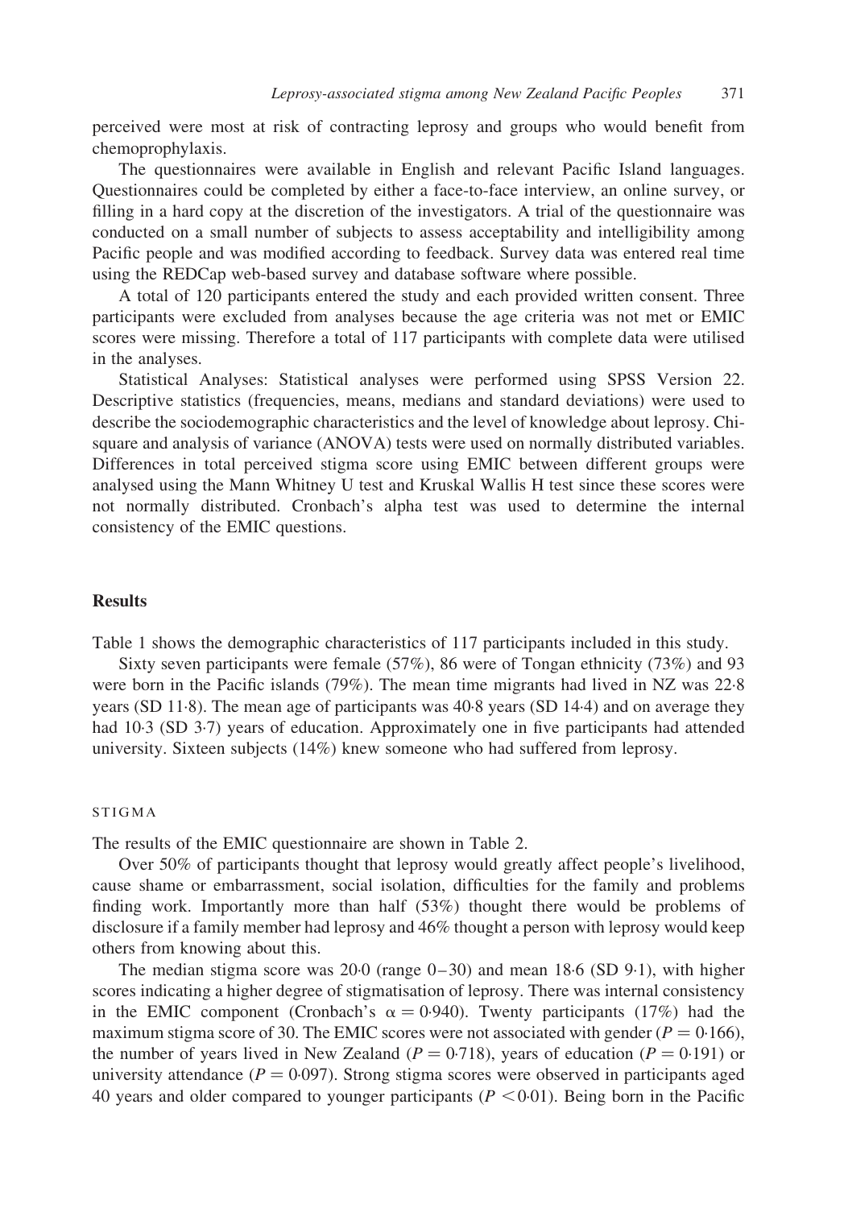perceived were most at risk of contracting leprosy and groups who would benefit from chemoprophylaxis.

The questionnaires were available in English and relevant Pacific Island languages. Questionnaires could be completed by either a face-to-face interview, an online survey, or filling in a hard copy at the discretion of the investigators. A trial of the questionnaire was conducted on a small number of subjects to assess acceptability and intelligibility among Pacific people and was modified according to feedback. Survey data was entered real time using the REDCap web-based survey and database software where possible.

A total of 120 participants entered the study and each provided written consent. Three participants were excluded from analyses because the age criteria was not met or EMIC scores were missing. Therefore a total of 117 participants with complete data were utilised in the analyses.

Statistical Analyses: Statistical analyses were performed using SPSS Version 22. Descriptive statistics (frequencies, means, medians and standard deviations) were used to describe the sociodemographic characteristics and the level of knowledge about leprosy. Chi-square and analysis of variance (ANOVA) tests were used on normally distributed variables. Differences in total perceived stigma score using EMIC between different groups were analysed using the Mann Whitney U test and Kruskal Wallis H test since these scores were not normally distributed. Cronbach's alpha test was used to determine the internal consistency of the EMIC questions.

## Results

Table 1 shows the demographic characteristics of 117 participants included in this study.

Sixty seven participants were female (57%), 86 were of Tongan ethnicity (73%) and 93 were born in the Pacific islands (79%). The mean time migrants had lived in NZ was 22·8 years (SD 11·8). The mean age of participants was 40·8 years (SD 14·4) and on average they had 10·3 (SD 3·7) years of education. Approximately one in five participants had attended university. Sixteen subjects (14%) knew someone who had suffered from leprosy.

### STIGMA

The results of the EMIC questionnaire are shown in Table 2.

Over 50% of participants thought that leprosy would greatly affect people's livelihood, cause shame or embarrassment, social isolation, difficulties for the family and problems finding work. Importantly more than half (53%) thought there would be problems of disclosure if a family member had leprosy and 46% thought a person with leprosy would keep others from knowing about this.

The median stigma score was 20·0 (range 0–30) and mean 18·6 (SD 9·1), with higher scores indicating a higher degree of stigmatisation of leprosy. There was internal consistency in the EMIC component (Cronbach's $\alpha = 0{\cdot}940$). Twenty participants (17%) had the maximum stigma score of 30. The EMIC scores were not associated with gender ($P = 0{\cdot}166$), the number of years lived in New Zealand ($P = 0{\cdot}718$), years of education ($P = 0{\cdot}191$) or university attendance ($P = 0{\cdot}097$). Strong stigma scores were observed in participants aged 40 years and older compared to younger participants ($P < 0{\cdot}01$). Being born in the Pacific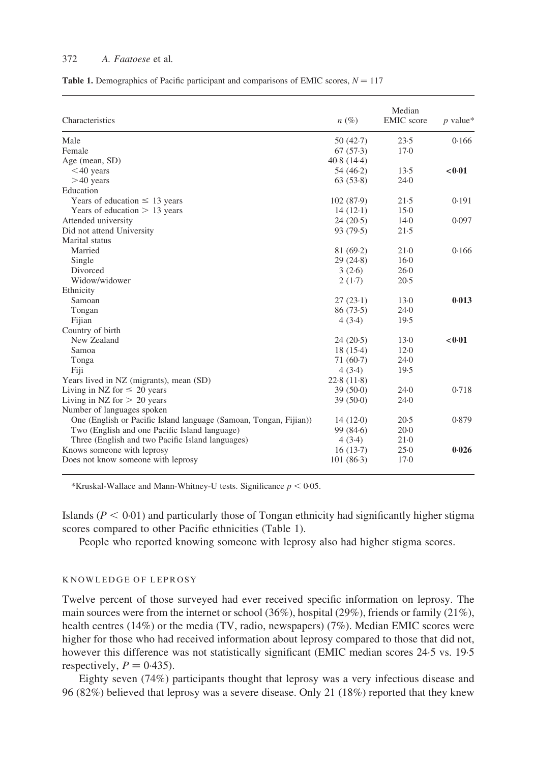**Table 1.** Demographics of Pacific participant and comparisons of EMIC scores, $N = 117$

| Characteristics | $n$ (%) | Median EMIC score | $p$ value* |
|---|---|---|---|
| Male | 50 (42·7) | 23·5 | 0·166 |
| Female | 67 (57·3) | 17·0 | |
| Age (mean, SD) | 40·8 (14·4) | | |
| <40 years | 54 (46·2) | 13·5 | **<0·01** |
| >40 years | 63 (53·8) | 24·0 | |
| Education | | | |
| Years of education ≤ 13 years | 102 (87·9) | 21·5 | 0·191 |
| Years of education > 13 years | 14 (12·1) | 15·0 | |
| Attended university | 24 (20·5) | 14·0 | 0·097 |
| Did not attend University | 93 (79·5) | 21·5 | |
| Marital status | | | |
| Married | 81 (69·2) | 21·0 | 0·166 |
| Single | 29 (24·8) | 16·0 | |
| Divorced | 3 (2·6) | 26·0 | |
| Widow/widower | 2 (1·7) | 20·5 | |
| Ethnicity | | | |
| Samoan | 27 (23·1) | 13·0 | **0·013** |
| Tongan | 86 (73·5) | 24·0 | |
| Fijian | 4 (3·4) | 19·5 | |
| Country of birth | | | |
| New Zealand | 24 (20·5) | 13·0 | **<0·01** |
| Samoa | 18 (15·4) | 12·0 | |
| Tonga | 71 (60·7) | 24·0 | |
| Fiji | 4 (3·4) | 19·5 | |
| Years lived in NZ (migrants), mean (SD) | 22·8 (11·8) | | |
| Living in NZ for ≤ 20 years | 39 (50·0) | 24·0 | 0·718 |
| Living in NZ for > 20 years | 39 (50·0) | 24·0 | |
| Number of languages spoken | | | |
| One (English or Pacific Island language (Samoan, Tongan, Fijian)) | 14 (12·0) | 20·5 | 0·879 |
| Two (English and one Pacific Island language) | 99 (84·6) | 20·0 | |
| Three (English and two Pacific Island languages) | 4 (3·4) | 21·0 | |
| Knows someone with leprosy | 16 (13·7) | 25·0 | **0·026** |
| Does not know someone with leprosy | 101 (86·3) | 17·0 | |

*Kruskal-Wallace and Mann-Whitney-U tests. Significance $p < 0{\cdot}05$.

Islands ($P < 0{\cdot}01$) and particularly those of Tongan ethnicity had significantly higher stigma scores compared to other Pacific ethnicities (Table 1).

People who reported knowing someone with leprosy also had higher stigma scores.

## KNOWLEDGE OF LEPROSY

Twelve percent of those surveyed had ever received specific information on leprosy. The main sources were from the internet or school (36%), hospital (29%), friends or family (21%), health centres (14%) or the media (TV, radio, newspapers) (7%). Median EMIC scores were higher for those who had received information about leprosy compared to those that did not, however this difference was not statistically significant (EMIC median scores 24·5 vs. 19·5 respectively, $P = 0{\cdot}435$).

Eighty seven (74%) participants thought that leprosy was a very infectious disease and 96 (82%) believed that leprosy was a severe disease. Only 21 (18%) reported that they knew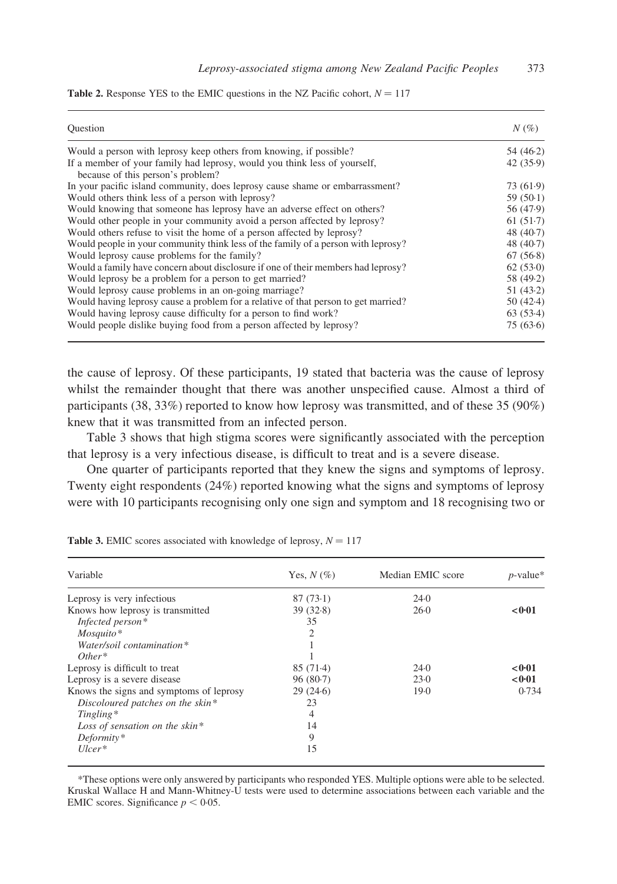**Table 2.** Response YES to the EMIC questions in the NZ Pacific cohort, $N = 117$

| Question | $N$ (%) |
|---|---|
| Would a person with leprosy keep others from knowing, if possible? | 54 (46·2) |
| If a member of your family had leprosy, would you think less of yourself, because of this person's problem? | 42 (35·9) |
| In your pacific island community, does leprosy cause shame or embarrassment? | 73 (61·9) |
| Would others think less of a person with leprosy? | 59 (50·1) |
| Would knowing that someone has leprosy have an adverse effect on others? | 56 (47·9) |
| Would other people in your community avoid a person affected by leprosy? | 61 (51·7) |
| Would others refuse to visit the home of a person affected by leprosy? | 48 (40·7) |
| Would people in your community think less of the family of a person with leprosy? | 48 (40·7) |
| Would leprosy cause problems for the family? | 67 (56·8) |
| Would a family have concern about disclosure if one of their members had leprosy? | 62 (53·0) |
| Would leprosy be a problem for a person to get married? | 58 (49·2) |
| Would leprosy cause problems in an on-going marriage? | 51 (43·2) |
| Would having leprosy cause a problem for a relative of that person to get married? | 50 (42·4) |
| Would having leprosy cause difficulty for a person to find work? | 63 (53·4) |
| Would people dislike buying food from a person affected by leprosy? | 75 (63·6) |

the cause of leprosy. Of these participants, 19 stated that bacteria was the cause of leprosy whilst the remainder thought that there was another unspecified cause. Almost a third of participants (38, 33%) reported to know how leprosy was transmitted, and of these 35 (90%) knew that it was transmitted from an infected person.

Table 3 shows that high stigma scores were significantly associated with the perception that leprosy is a very infectious disease, is difficult to treat and is a severe disease.

One quarter of participants reported that they knew the signs and symptoms of leprosy. Twenty eight respondents (24%) reported knowing what the signs and symptoms of leprosy were with 10 participants recognising only one sign and symptom and 18 recognising two or

**Table 3.** EMIC scores associated with knowledge of leprosy, $N = 117$

| Variable | Yes, $N$ (%) | Median EMIC score | $p$-value* |
|---|---|---|---|
| Leprosy is very infectious | 87 (73·1) | 24·0 | |
| Knows how leprosy is transmitted | 39 (32·8) | 26·0 | **<0·01** |
| *Infected person** | 35 | | |
| *Mosquito** | 2 | | |
| *Water/soil contamination** | 1 | | |
| *Other** | 1 | | |
| Leprosy is difficult to treat | 85 (71·4) | 24·0 | **<0·01** |
| Leprosy is a severe disease | 96 (80·7) | 23·0 | **<0·01** |
| Knows the signs and symptoms of leprosy | 29 (24·6) | 19·0 | 0·734 |
| *Discoloured patches on the skin** | 23 | | |
| *Tingling** | 4 | | |
| *Loss of sensation on the skin** | 14 | | |
| *Deformity** | 9 | | |
| *Ulcer** | 15 | | |

*These options were only answered by participants who responded YES. Multiple options were able to be selected. Kruskal Wallace H and Mann-Whitney-U tests were used to determine associations between each variable and the EMIC scores. Significance $p < 0·05$.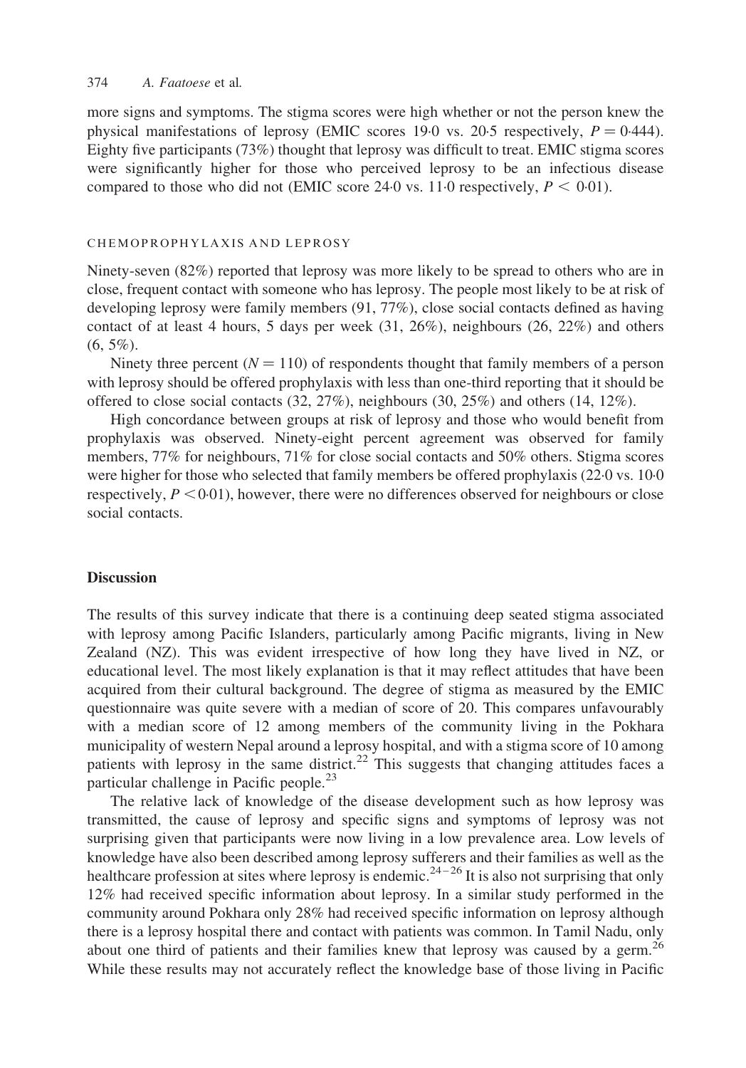more signs and symptoms. The stigma scores were high whether or not the person knew the physical manifestations of leprosy (EMIC scores 19·0 vs. 20·5 respectively, $P = 0{\cdot}444$). Eighty five participants (73%) thought that leprosy was difficult to treat. EMIC stigma scores were significantly higher for those who perceived leprosy to be an infectious disease compared to those who did not (EMIC score 24·0 vs. 11·0 respectively, $P < 0{\cdot}01$).

### CHEMOPROPHYLAXIS AND LEPROSY

Ninety-seven (82%) reported that leprosy was more likely to be spread to others who are in close, frequent contact with someone who has leprosy. The people most likely to be at risk of developing leprosy were family members (91, 77%), close social contacts defined as having contact of at least 4 hours, 5 days per week (31, 26%), neighbours (26, 22%) and others (6, 5%).

Ninety three percent ($N = 110$) of respondents thought that family members of a person with leprosy should be offered prophylaxis with less than one-third reporting that it should be offered to close social contacts (32, 27%), neighbours (30, 25%) and others (14, 12%).

High concordance between groups at risk of leprosy and those who would benefit from prophylaxis was observed. Ninety-eight percent agreement was observed for family members, 77% for neighbours, 71% for close social contacts and 50% others. Stigma scores were higher for those who selected that family members be offered prophylaxis (22·0 vs. 10·0 respectively, $P < 0{\cdot}01$), however, there were no differences observed for neighbours or close social contacts.

## Discussion

The results of this survey indicate that there is a continuing deep seated stigma associated with leprosy among Pacific Islanders, particularly among Pacific migrants, living in New Zealand (NZ). This was evident irrespective of how long they have lived in NZ, or educational level. The most likely explanation is that it may reflect attitudes that have been acquired from their cultural background. The degree of stigma as measured by the EMIC questionnaire was quite severe with a median of score of 20. This compares unfavourably with a median score of 12 among members of the community living in the Pokhara municipality of western Nepal around a leprosy hospital, and with a stigma score of 10 among patients with leprosy in the same district.[22] This suggests that changing attitudes faces a particular challenge in Pacific people.[23]

The relative lack of knowledge of the disease development such as how leprosy was transmitted, the cause of leprosy and specific signs and symptoms of leprosy was not surprising given that participants were now living in a low prevalence area. Low levels of knowledge have also been described among leprosy sufferers and their families as well as the healthcare profession at sites where leprosy is endemic.[24–26] It is also not surprising that only 12% had received specific information about leprosy. In a similar study performed in the community around Pokhara only 28% had received specific information on leprosy although there is a leprosy hospital there and contact with patients was common. In Tamil Nadu, only about one third of patients and their families knew that leprosy was caused by a germ.[26] While these results may not accurately reflect the knowledge base of those living in Pacific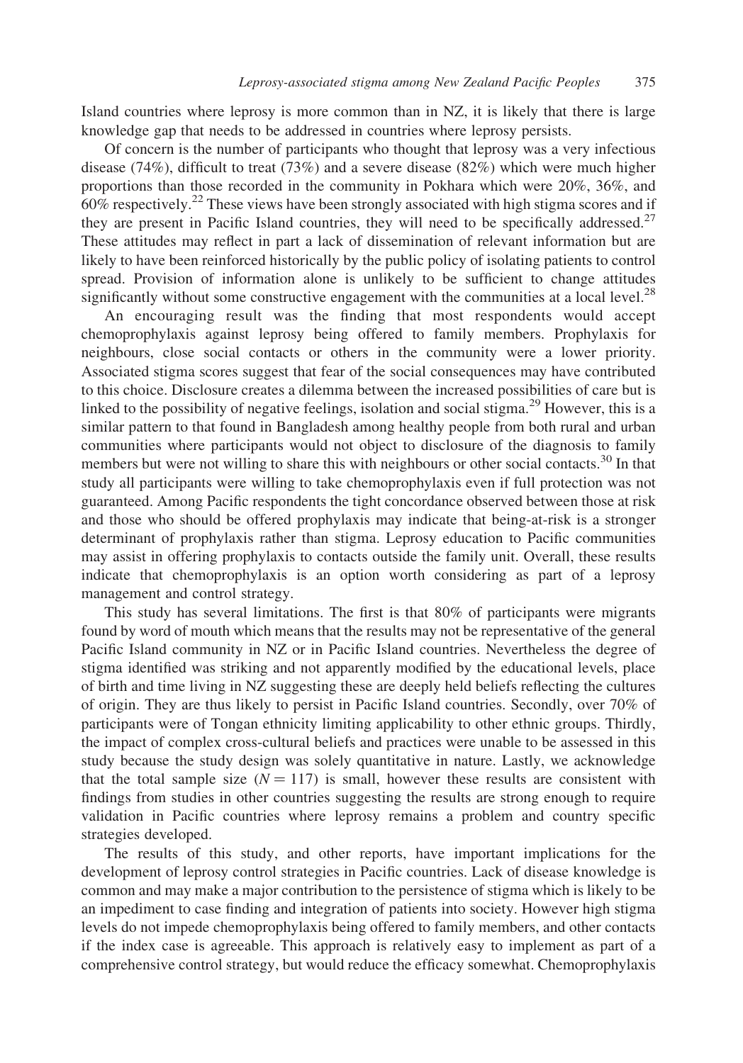Island countries where leprosy is more common than in NZ, it is likely that there is large knowledge gap that needs to be addressed in countries where leprosy persists.

Of concern is the number of participants who thought that leprosy was a very infectious disease (74%), difficult to treat (73%) and a severe disease (82%) which were much higher proportions than those recorded in the community in Pokhara which were 20%, 36%, and 60% respectively.[22] These views have been strongly associated with high stigma scores and if they are present in Pacific Island countries, they will need to be specifically addressed.[27] These attitudes may reflect in part a lack of dissemination of relevant information but are likely to have been reinforced historically by the public policy of isolating patients to control spread. Provision of information alone is unlikely to be sufficient to change attitudes significantly without some constructive engagement with the communities at a local level.[28]

An encouraging result was the finding that most respondents would accept chemoprophylaxis against leprosy being offered to family members. Prophylaxis for neighbours, close social contacts or others in the community were a lower priority. Associated stigma scores suggest that fear of the social consequences may have contributed to this choice. Disclosure creates a dilemma between the increased possibilities of care but is linked to the possibility of negative feelings, isolation and social stigma.[29] However, this is a similar pattern to that found in Bangladesh among healthy people from both rural and urban communities where participants would not object to disclosure of the diagnosis to family members but were not willing to share this with neighbours or other social contacts.[30] In that study all participants were willing to take chemoprophylaxis even if full protection was not guaranteed. Among Pacific respondents the tight concordance observed between those at risk and those who should be offered prophylaxis may indicate that being-at-risk is a stronger determinant of prophylaxis rather than stigma. Leprosy education to Pacific communities may assist in offering prophylaxis to contacts outside the family unit. Overall, these results indicate that chemoprophylaxis is an option worth considering as part of a leprosy management and control strategy.

This study has several limitations. The first is that 80% of participants were migrants found by word of mouth which means that the results may not be representative of the general Pacific Island community in NZ or in Pacific Island countries. Nevertheless the degree of stigma identified was striking and not apparently modified by the educational levels, place of birth and time living in NZ suggesting these are deeply held beliefs reflecting the cultures of origin. They are thus likely to persist in Pacific Island countries. Secondly, over 70% of participants were of Tongan ethnicity limiting applicability to other ethnic groups. Thirdly, the impact of complex cross-cultural beliefs and practices were unable to be assessed in this study because the study design was solely quantitative in nature. Lastly, we acknowledge that the total sample size ($N = 117$) is small, however these results are consistent with findings from studies in other countries suggesting the results are strong enough to require validation in Pacific countries where leprosy remains a problem and country specific strategies developed.

The results of this study, and other reports, have important implications for the development of leprosy control strategies in Pacific countries. Lack of disease knowledge is common and may make a major contribution to the persistence of stigma which is likely to be an impediment to case finding and integration of patients into society. However high stigma levels do not impede chemoprophylaxis being offered to family members, and other contacts if the index case is agreeable. This approach is relatively easy to implement as part of a comprehensive control strategy, but would reduce the efficacy somewhat. Chemoprophylaxis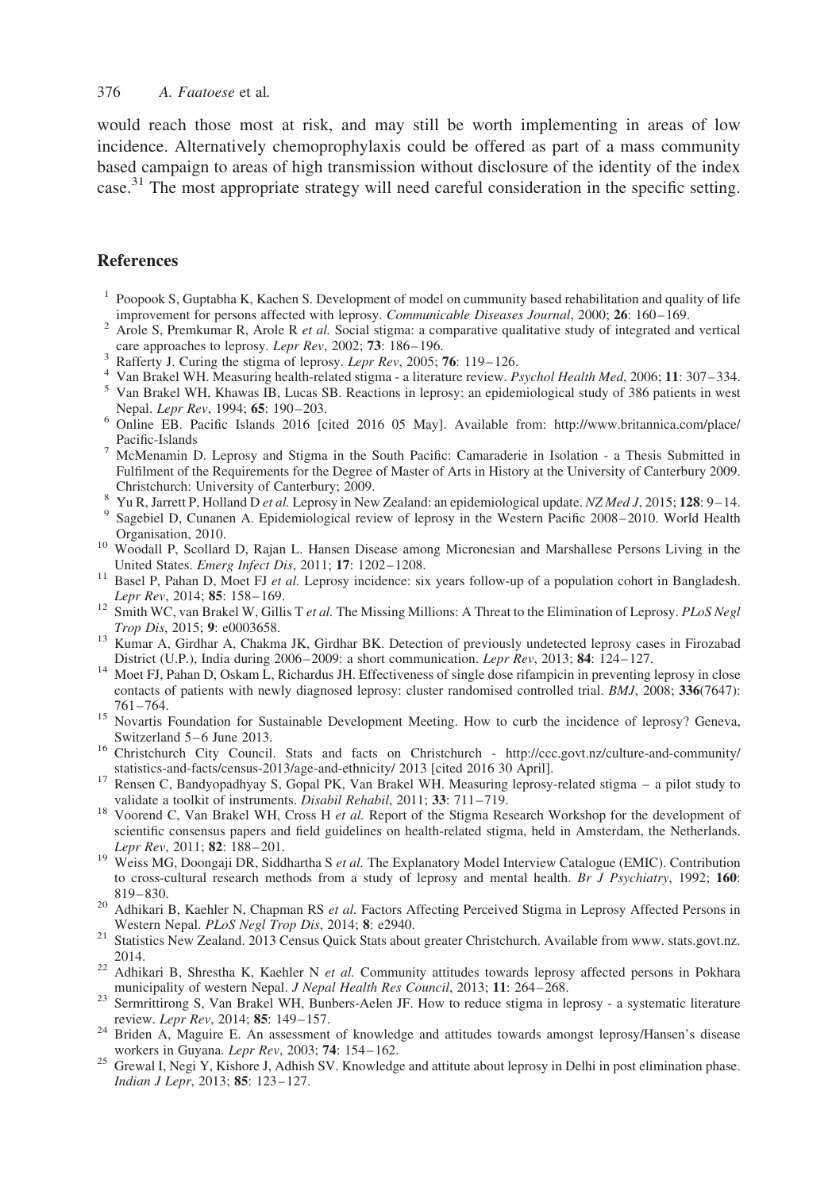would reach those most at risk, and may still be worth implementing in areas of low incidence. Alternatively chemoprophylaxis could be offered as part of a mass community based campaign to areas of high transmission without disclosure of the identity of the index case.[31] The most appropriate strategy will need careful consideration in the specific setting.

## References

1. Poopook S, Guptabha K, Kachen S. Development of model on cummunity based rehabilitation and quality of life improvement for persons affected with leprosy. *Communicable Diseases Journal*, 2000; **26**: 160–169.
2. Arole S, Premkumar R, Arole R *et al.* Social stigma: a comparative qualitative study of integrated and vertical care approaches to leprosy. *Lepr Rev*, 2002; **73**: 186–196.
3. Rafferty J. Curing the stigma of leprosy. *Lepr Rev*, 2005; **76**: 119–126.
4. Van Brakel WH. Measuring health-related stigma - a literature review. *Psychol Health Med*, 2006; **11**: 307–334.
5. Van Brakel WH, Khawas IB, Lucas SB. Reactions in leprosy: an epidemiological study of 386 patients in west Nepal. *Lepr Rev*, 1994; **65**: 190–203.
6. Online EB. Pacific Islands 2016 [cited 2016 05 May]. Available from: http://www.britannica.com/place/Pacific-Islands
7. McMenamin D. Leprosy and Stigma in the South Pacific: Camaraderie in Isolation - a Thesis Submitted in Fulfilment of the Requirements for the Degree of Master of Arts in History at the University of Canterbury 2009. Christchurch: University of Canterbury; 2009.
8. Yu R, Jarrett P, Holland D *et al.* Leprosy in New Zealand: an epidemiological update. *NZ Med J*, 2015; **128**: 9–14.
9. Sagebiel D, Cunanen A. Epidemiological review of leprosy in the Western Pacific 2008–2010. World Health Organisation, 2010.
10. Woodall P, Scollard D, Rajan L. Hansen Disease among Micronesian and Marshallese Persons Living in the United States. *Emerg Infect Dis*, 2011; **17**: 1202–1208.
11. Basel P, Pahan D, Moet FJ *et al.* Leprosy incidence: six years follow-up of a population cohort in Bangladesh. *Lepr Rev*, 2014; **85**: 158–169.
12. Smith WC, van Brakel W, Gillis T *et al.* The Missing Millions: A Threat to the Elimination of Leprosy. *PLoS Negl Trop Dis*, 2015; **9**: e0003658.
13. Kumar A, Girdhar A, Chakma JK, Girdhar BK. Detection of previously undetected leprosy cases in Firozabad District (U.P.), India during 2006–2009: a short communication. *Lepr Rev*, 2013; **84**: 124–127.
14. Moet FJ, Pahan D, Oskam L, Richardus JH. Effectiveness of single dose rifampicin in preventing leprosy in close contacts of patients with newly diagnosed leprosy: cluster randomised controlled trial. *BMJ*, 2008; **336**(7647): 761–764.
15. Novartis Foundation for Sustainable Development Meeting. How to curb the incidence of leprosy? Geneva, Switzerland 5–6 June 2013.
16. Christchurch City Council. Stats and facts on Christchurch - http://ccc.govt.nz/culture-and-community/statistics-and-facts/census-2013/age-and-ethnicity/ 2013 [cited 2016 30 April].
17. Rensen C, Bandyopadhyay S, Gopal PK, Van Brakel WH. Measuring leprosy-related stigma – a pilot study to validate a toolkit of instruments. *Disabil Rehabil*, 2011; **33**: 711–719.
18. Voorend C, Van Brakel WH, Cross H *et al.* Report of the Stigma Research Workshop for the development of scientific consensus papers and field guidelines on health-related stigma, held in Amsterdam, the Netherlands. *Lepr Rev*, 2011; **82**: 188–201.
19. Weiss MG, Doongaji DR, Siddhartha S *et al.* The Explanatory Model Interview Catalogue (EMIC). Contribution to cross-cultural research methods from a study of leprosy and mental health. *Br J Psychiatry*, 1992; **160**: 819–830.
20. Adhikari B, Kaehler N, Chapman RS *et al.* Factors Affecting Perceived Stigma in Leprosy Affected Persons in Western Nepal. *PLoS Negl Trop Dis*, 2014; **8**: e2940.
21. Statistics New Zealand. 2013 Census Quick Stats about greater Christchurch. Available from www. stats.govt.nz. 2014.
22. Adhikari B, Shrestha K, Kaehler N *et al.* Community attitudes towards leprosy affected persons in Pokhara municipality of western Nepal. *J Nepal Health Res Council*, 2013; **11**: 264–268.
23. Sermrittirong S, Van Brakel WH, Bunbers-Aelen JF. How to reduce stigma in leprosy - a systematic literature review. *Lepr Rev*, 2014; **85**: 149–157.
24. Briden A, Maguire E. An assessment of knowledge and attitudes towards amongst leprosy/Hansen's disease workers in Guyana. *Lepr Rev*, 2003; **74**: 154–162.
25. Grewal I, Negi Y, Kishore J, Adhish SV. Knowledge and attitute about leprosy in Delhi in post elimination phase. *Indian J Lepr*, 2013; **85**: 123–127.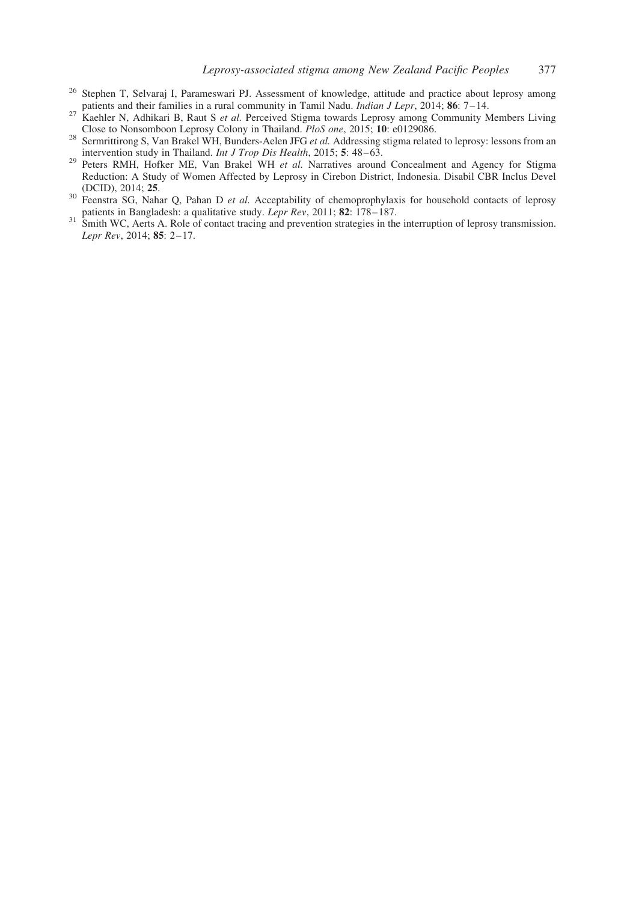26 Stephen T, Selvaraj I, Parameswari PJ. Assessment of knowledge, attitude and practice about leprosy among patients and their families in a rural community in Tamil Nadu. *Indian J Lepr*, 2014; **86**: 7–14.

27 Kaehler N, Adhikari B, Raut S *et al.* Perceived Stigma towards Leprosy among Community Members Living Close to Nonsomboon Leprosy Colony in Thailand. *PloS one*, 2015; **10**: e0129086.

28 Sermrittirong S, Van Brakel WH, Bunders-Aelen JFG *et al.* Addressing stigma related to leprosy: lessons from an intervention study in Thailand. *Int J Trop Dis Health*, 2015; **5**: 48–63.

29 Peters RMH, Hofker ME, Van Brakel WH *et al.* Narratives around Concealment and Agency for Stigma Reduction: A Study of Women Affected by Leprosy in Cirebon District, Indonesia. Disabil CBR Inclus Devel (DCID), 2014; **25**.

30 Feenstra SG, Nahar Q, Pahan D *et al.* Acceptability of chemoprophylaxis for household contacts of leprosy patients in Bangladesh: a qualitative study. *Lepr Rev*, 2011; **82**: 178–187.

31 Smith WC, Aerts A. Role of contact tracing and prevention strategies in the interruption of leprosy transmission. *Lepr Rev*, 2014; **85**: 2–17.